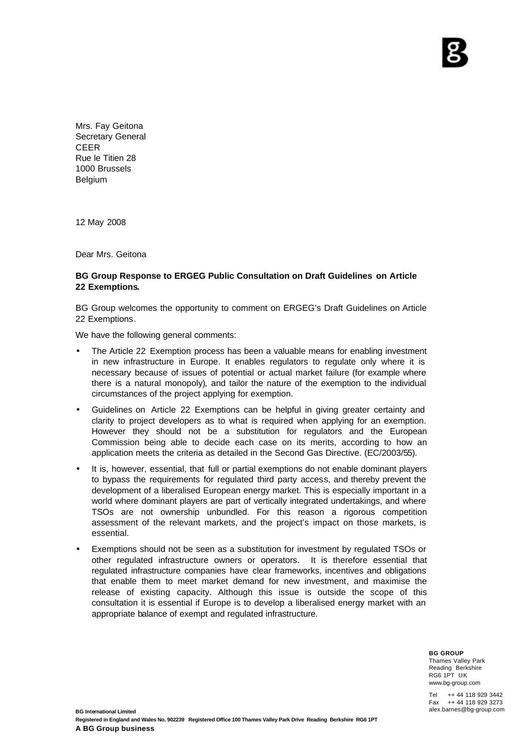Mrs. Fay Geitona
Secretary General
CEER
Rue le Titien 28
1000 Brussels
Belgium

12 May 2008

Dear Mrs. Geitona

**BG Group Response to ERGEG Public Consultation on Draft Guidelines on Article 22 Exemptions.**

BG Group welcomes the opportunity to comment on ERGEG's Draft Guidelines on Article 22 Exemptions.

We have the following general comments:

- The Article 22 Exemption process has been a valuable means for enabling investment in new infrastructure in Europe. It enables regulators to regulate only where it is necessary because of issues of potential or actual market failure (for example where there is a natural monopoly), and tailor the nature of the exemption to the individual circumstances of the project applying for exemption.
- Guidelines on Article 22 Exemptions can be helpful in giving greater certainty and clarity to project developers as to what is required when applying for an exemption. However they should not be a substitution for regulators and the European Commission being able to decide each case on its merits, according to how an application meets the criteria as detailed in the Second Gas Directive. (EC/2003/55).
- It is, however, essential, that full or partial exemptions do not enable dominant players to bypass the requirements for regulated third party access, and thereby prevent the development of a liberalised European energy market. This is especially important in a world where dominant players are part of vertically integrated undertakings, and where TSOs are not ownership unbundled. For this reason a rigorous competition assessment of the relevant markets, and the project's impact on those markets, is essential.
- Exemptions should not be seen as a substitution for investment by regulated TSOs or other regulated infrastructure owners or operators. It is therefore essential that regulated infrastructure companies have clear frameworks, incentives and obligations that enable them to meet market demand for new investment, and maximise the release of existing capacity. Although this issue is outside the scope of this consultation it is essential if Europe is to develop a liberalised energy market with an appropriate balance of exempt and regulated infrastructure.

**BG GROUP**
Thames Valley Park
Reading Berkshire
RG6 1PT UK
www.bg-group.com

Tel ++ 44 118 929 3442
Fax ++ 44 118 929 3273
alex.barnes@bg-group.com

**BG International Limited**
**Registered in England and Wales No. 902239 Registered Office 100 Thames Valley Park Drive Reading Berkshire RG6 1PT**
**A BG Group business**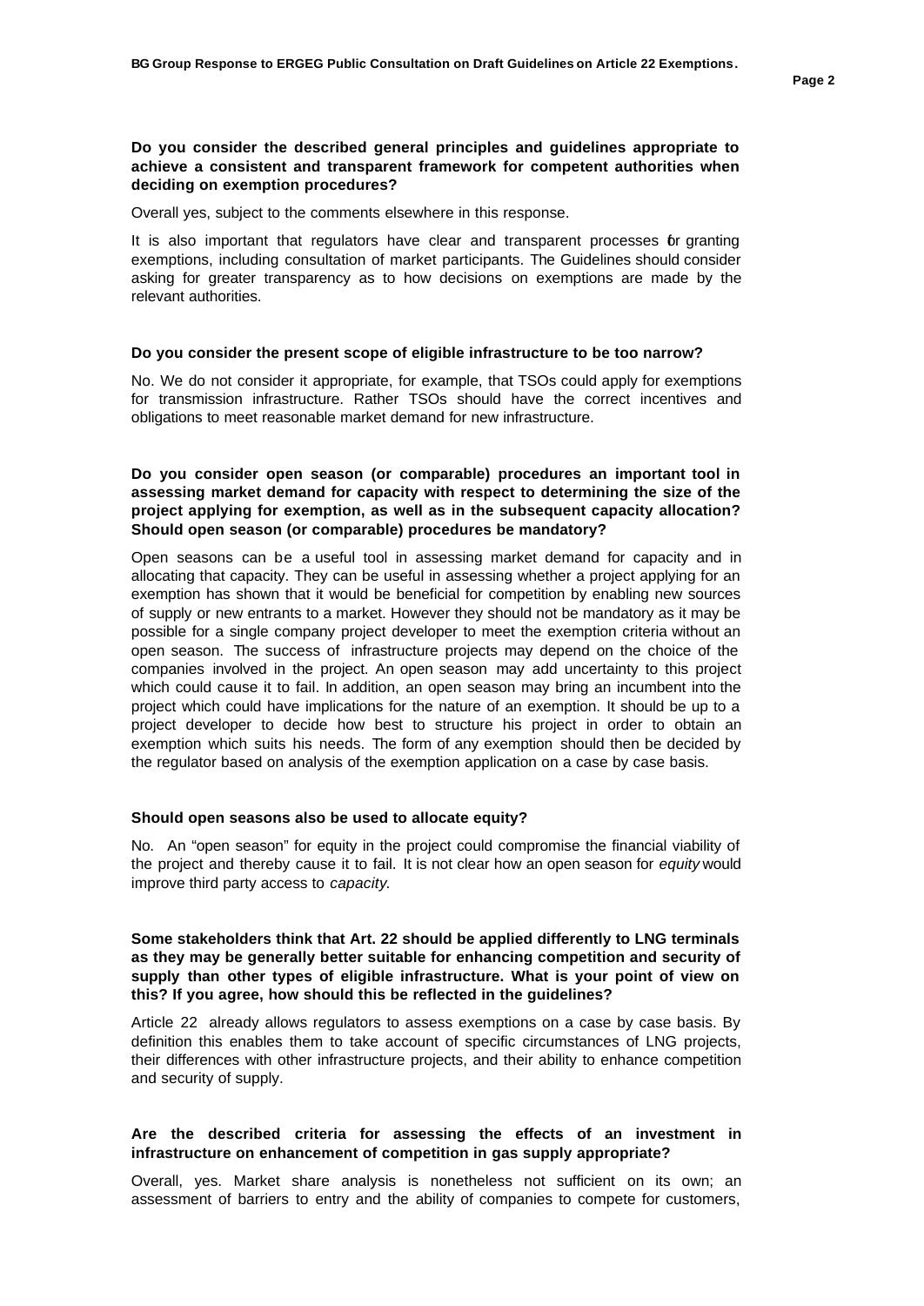**Do you consider the described general principles and guidelines appropriate to achieve a consistent and transparent framework for competent authorities when deciding on exemption procedures?**

Overall yes, subject to the comments elsewhere in this response.

It is also important that regulators have clear and transparent processes for granting exemptions, including consultation of market participants. The Guidelines should consider asking for greater transparency as to how decisions on exemptions are made by the relevant authorities.

**Do you consider the present scope of eligible infrastructure to be too narrow?**

No. We do not consider it appropriate, for example, that TSOs could apply for exemptions for transmission infrastructure. Rather TSOs should have the correct incentives and obligations to meet reasonable market demand for new infrastructure.

**Do you consider open season (or comparable) procedures an important tool in assessing market demand for capacity with respect to determining the size of the project applying for exemption, as well as in the subsequent capacity allocation? Should open season (or comparable) procedures be mandatory?**

Open seasons can be a useful tool in assessing market demand for capacity and in allocating that capacity. They can be useful in assessing whether a project applying for an exemption has shown that it would be beneficial for competition by enabling new sources of supply or new entrants to a market. However they should not be mandatory as it may be possible for a single company project developer to meet the exemption criteria without an open season. The success of infrastructure projects may depend on the choice of the companies involved in the project. An open season may add uncertainty to this project which could cause it to fail. In addition, an open season may bring an incumbent into the project which could have implications for the nature of an exemption. It should be up to a project developer to decide how best to structure his project in order to obtain an exemption which suits his needs. The form of any exemption should then be decided by the regulator based on analysis of the exemption application on a case by case basis.

**Should open seasons also be used to allocate equity?**

No. An "open season" for equity in the project could compromise the financial viability of the project and thereby cause it to fail. It is not clear how an open season for *equity* would improve third party access to *capacity.*

**Some stakeholders think that Art. 22 should be applied differently to LNG terminals as they may be generally better suitable for enhancing competition and security of supply than other types of eligible infrastructure. What is your point of view on this? If you agree, how should this be reflected in the guidelines?**

Article 22 already allows regulators to assess exemptions on a case by case basis. By definition this enables them to take account of specific circumstances of LNG projects, their differences with other infrastructure projects, and their ability to enhance competition and security of supply.

**Are the described criteria for assessing the effects of an investment in infrastructure on enhancement of competition in gas supply appropriate?**

Overall, yes. Market share analysis is nonetheless not sufficient on its own; an assessment of barriers to entry and the ability of companies to compete for customers,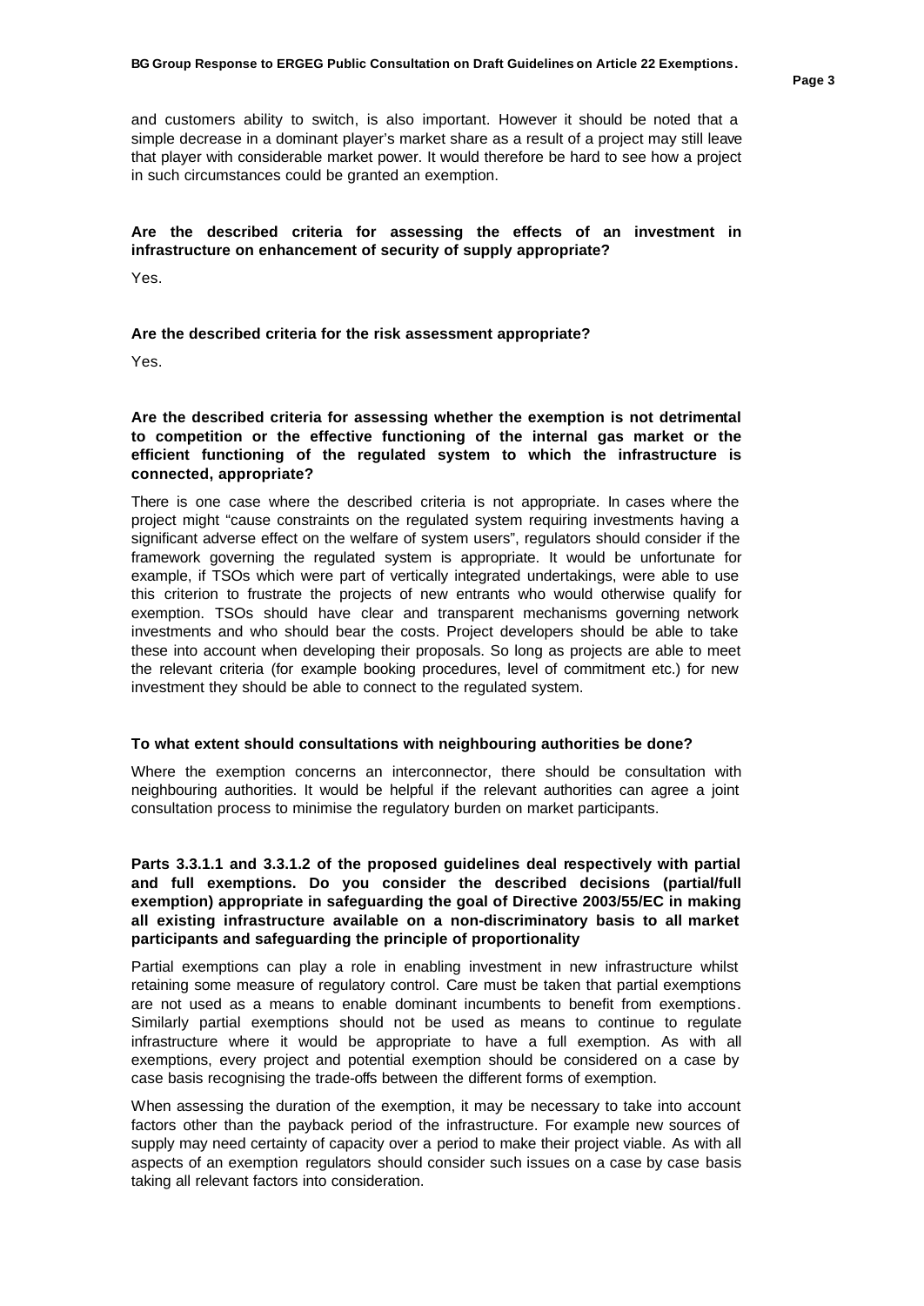and customers ability to switch, is also important. However it should be noted that a simple decrease in a dominant player's market share as a result of a project may still leave that player with considerable market power. It would therefore be hard to see how a project in such circumstances could be granted an exemption.

**Are the described criteria for assessing the effects of an investment in infrastructure on enhancement of security of supply appropriate?**

Yes.

**Are the described criteria for the risk assessment appropriate?**

Yes.

**Are the described criteria for assessing whether the exemption is not detrimental to competition or the effective functioning of the internal gas market or the efficient functioning of the regulated system to which the infrastructure is connected, appropriate?**

There is one case where the described criteria is not appropriate. In cases where the project might "cause constraints on the regulated system requiring investments having a significant adverse effect on the welfare of system users", regulators should consider if the framework governing the regulated system is appropriate. It would be unfortunate for example, if TSOs which were part of vertically integrated undertakings, were able to use this criterion to frustrate the projects of new entrants who would otherwise qualify for exemption. TSOs should have clear and transparent mechanisms governing network investments and who should bear the costs. Project developers should be able to take these into account when developing their proposals. So long as projects are able to meet the relevant criteria (for example booking procedures, level of commitment etc.) for new investment they should be able to connect to the regulated system.

**To what extent should consultations with neighbouring authorities be done?**

Where the exemption concerns an interconnector, there should be consultation with neighbouring authorities. It would be helpful if the relevant authorities can agree a joint consultation process to minimise the regulatory burden on market participants.

**Parts 3.3.1.1 and 3.3.1.2 of the proposed guidelines deal respectively with partial and full exemptions. Do you consider the described decisions (partial/full exemption) appropriate in safeguarding the goal of Directive 2003/55/EC in making all existing infrastructure available on a non-discriminatory basis to all market participants and safeguarding the principle of proportionality**

Partial exemptions can play a role in enabling investment in new infrastructure whilst retaining some measure of regulatory control. Care must be taken that partial exemptions are not used as a means to enable dominant incumbents to benefit from exemptions. Similarly partial exemptions should not be used as means to continue to regulate infrastructure where it would be appropriate to have a full exemption. As with all exemptions, every project and potential exemption should be considered on a case by case basis recognising the trade-offs between the different forms of exemption.

When assessing the duration of the exemption, it may be necessary to take into account factors other than the payback period of the infrastructure. For example new sources of supply may need certainty of capacity over a period to make their project viable. As with all aspects of an exemption regulators should consider such issues on a case by case basis taking all relevant factors into consideration.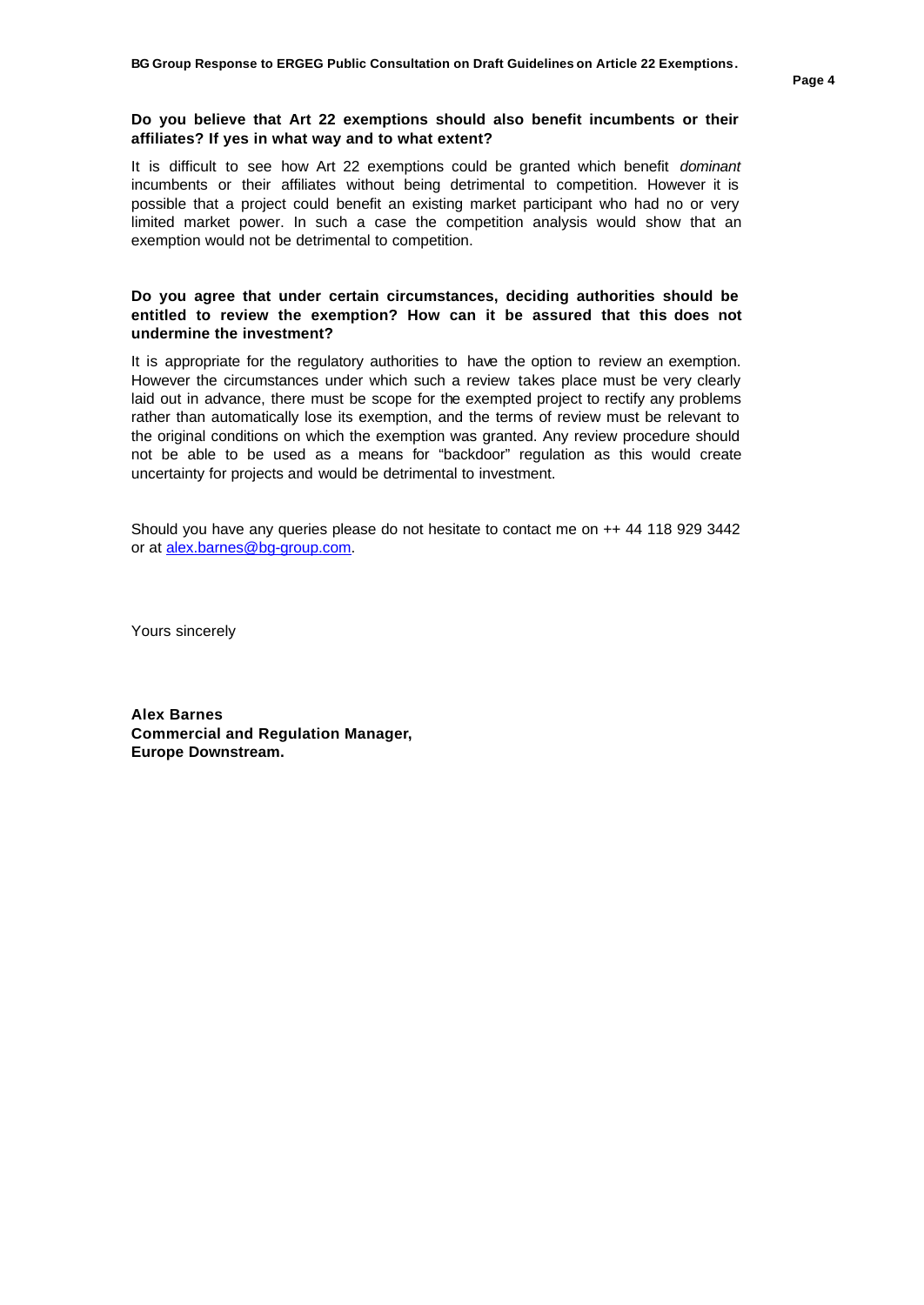**Do you believe that Art 22 exemptions should also benefit incumbents or their affiliates? If yes in what way and to what extent?**

It is difficult to see how Art 22 exemptions could be granted which benefit *dominant* incumbents or their affiliates without being detrimental to competition. However it is possible that a project could benefit an existing market participant who had no or very limited market power. In such a case the competition analysis would show that an exemption would not be detrimental to competition.

**Do you agree that under certain circumstances, deciding authorities should be entitled to review the exemption? How can it be assured that this does not undermine the investment?**

It is appropriate for the regulatory authorities to have the option to review an exemption. However the circumstances under which such a review takes place must be very clearly laid out in advance, there must be scope for the exempted project to rectify any problems rather than automatically lose its exemption, and the terms of review must be relevant to the original conditions on which the exemption was granted. Any review procedure should not be able to be used as a means for "backdoor" regulation as this would create uncertainty for projects and would be detrimental to investment.

Should you have any queries please do not hesitate to contact me on ++ 44 118 929 3442 or at alex.barnes@bg-group.com.

Yours sincerely

**Alex Barnes**
**Commercial and Regulation Manager,**
**Europe Downstream.**